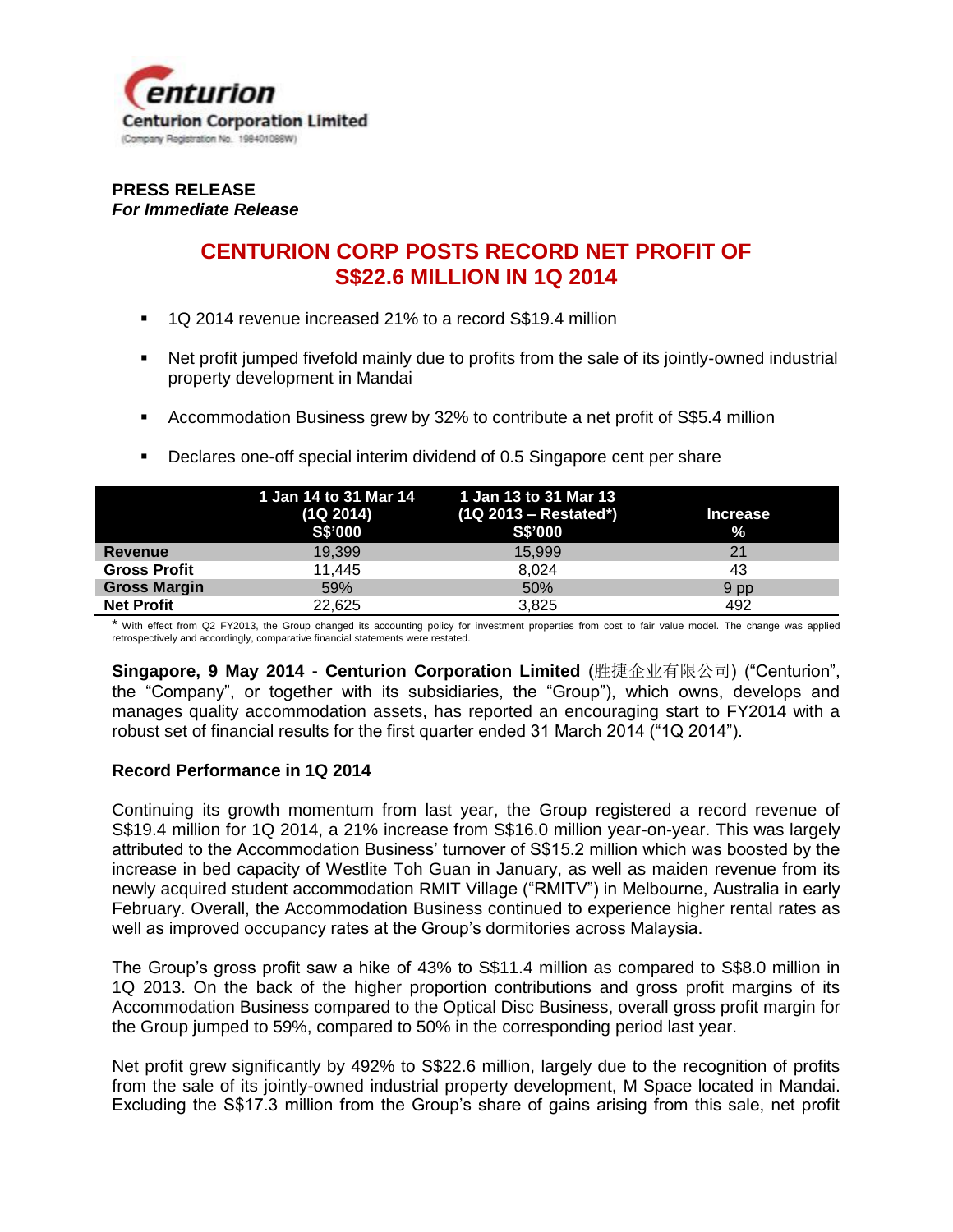Centurion Corporation Limited
(Company Registration No. 198401088W)

**PRESS RELEASE**
***For Immediate Release***

# CENTURION CORP POSTS RECORD NET PROFIT OF S$22.6 MILLION IN 1Q 2014

- 1Q 2014 revenue increased 21% to a record S$19.4 million
- Net profit jumped fivefold mainly due to profits from the sale of its jointly-owned industrial property development in Mandai
- Accommodation Business grew by 32% to contribute a net profit of S$5.4 million
- Declares one-off special interim dividend of 0.5 Singapore cent per share

| | 1 Jan 14 to 31 Mar 14 (1Q 2014) S$'000 | 1 Jan 13 to 31 Mar 13 (1Q 2013 – Restated*) S$'000 | Increase % |
|---|---|---|---|
| **Revenue** | 19,399 | 15,999 | 21 |
| **Gross Profit** | 11,445 | 8,024 | 43 |
| **Gross Margin** | 59% | 50% | 9 pp |
| **Net Profit** | 22,625 | 3,825 | 492 |

* With effect from Q2 FY2013, the Group changed its accounting policy for investment properties from cost to fair value model. The change was applied retrospectively and accordingly, comparative financial statements were restated.

**Singapore, 9 May 2014 - Centurion Corporation Limited** (胜捷企业有限公司) ("Centurion", the "Company", or together with its subsidiaries, the "Group"), which owns, develops and manages quality accommodation assets, has reported an encouraging start to FY2014 with a robust set of financial results for the first quarter ended 31 March 2014 ("1Q 2014").

**Record Performance in 1Q 2014**

Continuing its growth momentum from last year, the Group registered a record revenue of S$19.4 million for 1Q 2014, a 21% increase from S$16.0 million year-on-year. This was largely attributed to the Accommodation Business' turnover of S$15.2 million which was boosted by the increase in bed capacity of Westlite Toh Guan in January, as well as maiden revenue from its newly acquired student accommodation RMIT Village ("RMITV") in Melbourne, Australia in early February. Overall, the Accommodation Business continued to experience higher rental rates as well as improved occupancy rates at the Group's dormitories across Malaysia.

The Group's gross profit saw a hike of 43% to S$11.4 million as compared to S$8.0 million in 1Q 2013. On the back of the higher proportion contributions and gross profit margins of its Accommodation Business compared to the Optical Disc Business, overall gross profit margin for the Group jumped to 59%, compared to 50% in the corresponding period last year.

Net profit grew significantly by 492% to S$22.6 million, largely due to the recognition of profits from the sale of its jointly-owned industrial property development, M Space located in Mandai. Excluding the S$17.3 million from the Group's share of gains arising from this sale, net profit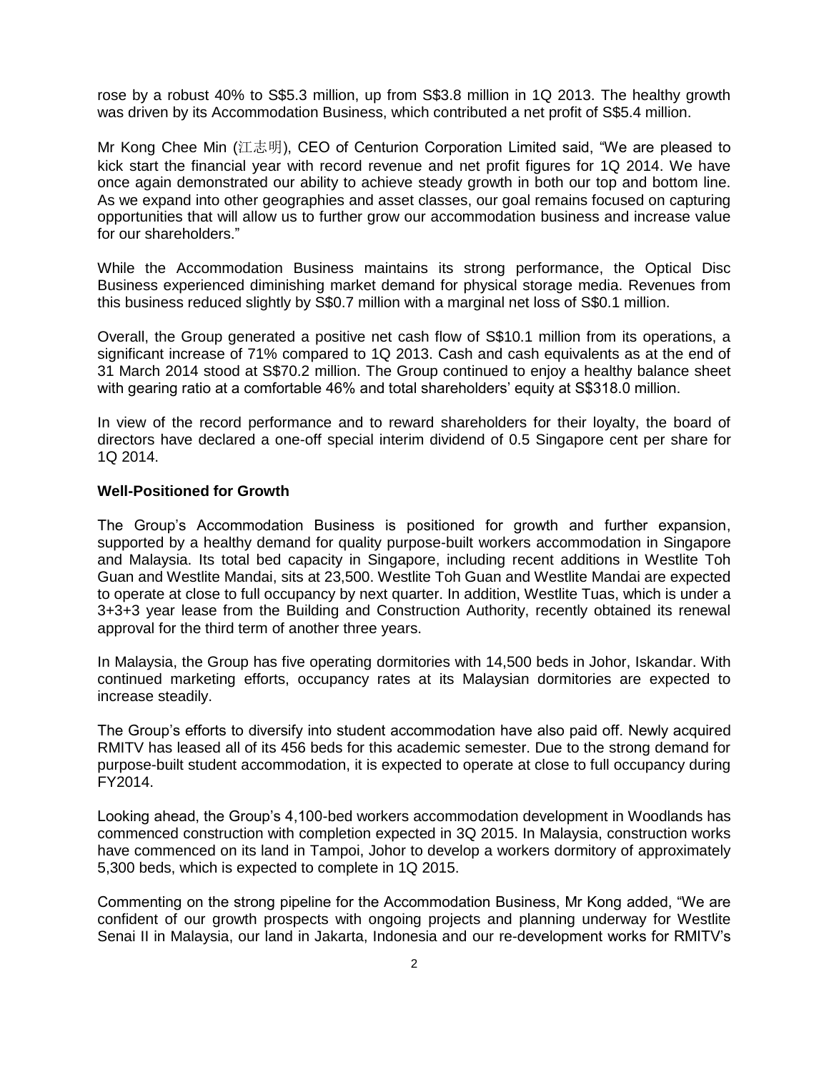rose by a robust 40% to S$5.3 million, up from S$3.8 million in 1Q 2013. The healthy growth was driven by its Accommodation Business, which contributed a net profit of S$5.4 million.

Mr Kong Chee Min (江志明), CEO of Centurion Corporation Limited said, "We are pleased to kick start the financial year with record revenue and net profit figures for 1Q 2014. We have once again demonstrated our ability to achieve steady growth in both our top and bottom line. As we expand into other geographies and asset classes, our goal remains focused on capturing opportunities that will allow us to further grow our accommodation business and increase value for our shareholders."

While the Accommodation Business maintains its strong performance, the Optical Disc Business experienced diminishing market demand for physical storage media. Revenues from this business reduced slightly by S$0.7 million with a marginal net loss of S$0.1 million.

Overall, the Group generated a positive net cash flow of S$10.1 million from its operations, a significant increase of 71% compared to 1Q 2013. Cash and cash equivalents as at the end of 31 March 2014 stood at S$70.2 million. The Group continued to enjoy a healthy balance sheet with gearing ratio at a comfortable 46% and total shareholders' equity at S$318.0 million.

In view of the record performance and to reward shareholders for their loyalty, the board of directors have declared a one-off special interim dividend of 0.5 Singapore cent per share for 1Q 2014.

**Well-Positioned for Growth**

The Group's Accommodation Business is positioned for growth and further expansion, supported by a healthy demand for quality purpose-built workers accommodation in Singapore and Malaysia. Its total bed capacity in Singapore, including recent additions in Westlite Toh Guan and Westlite Mandai, sits at 23,500. Westlite Toh Guan and Westlite Mandai are expected to operate at close to full occupancy by next quarter. In addition, Westlite Tuas, which is under a 3+3+3 year lease from the Building and Construction Authority, recently obtained its renewal approval for the third term of another three years.

In Malaysia, the Group has five operating dormitories with 14,500 beds in Johor, Iskandar. With continued marketing efforts, occupancy rates at its Malaysian dormitories are expected to increase steadily.

The Group's efforts to diversify into student accommodation have also paid off. Newly acquired RMITV has leased all of its 456 beds for this academic semester. Due to the strong demand for purpose-built student accommodation, it is expected to operate at close to full occupancy during FY2014.

Looking ahead, the Group's 4,100-bed workers accommodation development in Woodlands has commenced construction with completion expected in 3Q 2015. In Malaysia, construction works have commenced on its land in Tampoi, Johor to develop a workers dormitory of approximately 5,300 beds, which is expected to complete in 1Q 2015.

Commenting on the strong pipeline for the Accommodation Business, Mr Kong added, "We are confident of our growth prospects with ongoing projects and planning underway for Westlite Senai II in Malaysia, our land in Jakarta, Indonesia and our re-development works for RMITV's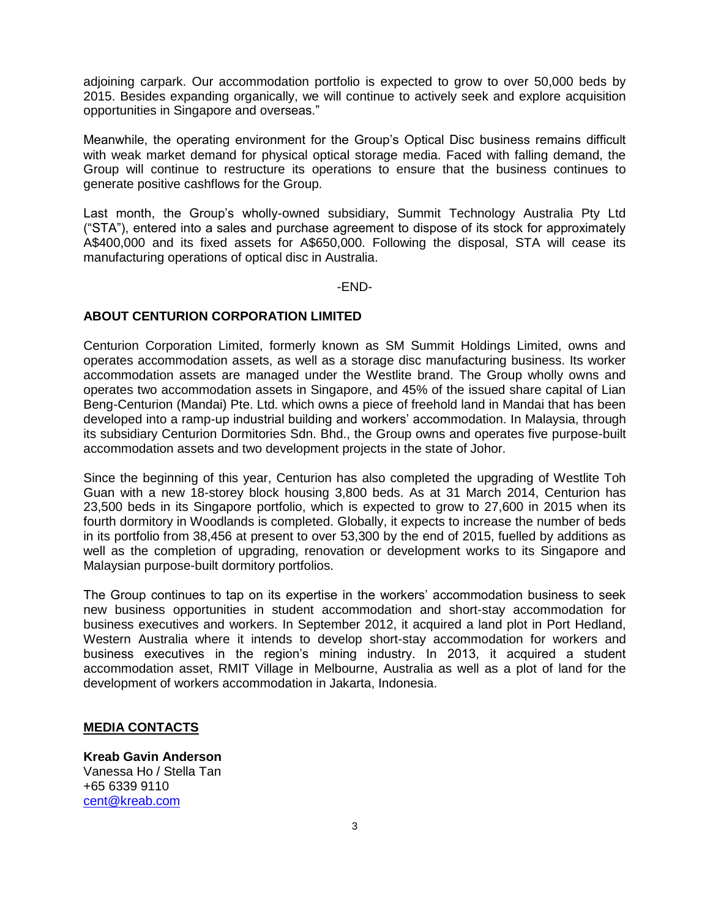adjoining carpark. Our accommodation portfolio is expected to grow to over 50,000 beds by 2015. Besides expanding organically, we will continue to actively seek and explore acquisition opportunities in Singapore and overseas."

Meanwhile, the operating environment for the Group's Optical Disc business remains difficult with weak market demand for physical optical storage media. Faced with falling demand, the Group will continue to restructure its operations to ensure that the business continues to generate positive cashflows for the Group.

Last month, the Group's wholly-owned subsidiary, Summit Technology Australia Pty Ltd ("STA"), entered into a sales and purchase agreement to dispose of its stock for approximately A$400,000 and its fixed assets for A$650,000. Following the disposal, STA will cease its manufacturing operations of optical disc in Australia.

-END-

**ABOUT CENTURION CORPORATION LIMITED**

Centurion Corporation Limited, formerly known as SM Summit Holdings Limited, owns and operates accommodation assets, as well as a storage disc manufacturing business. Its worker accommodation assets are managed under the Westlite brand. The Group wholly owns and operates two accommodation assets in Singapore, and 45% of the issued share capital of Lian Beng-Centurion (Mandai) Pte. Ltd. which owns a piece of freehold land in Mandai that has been developed into a ramp-up industrial building and workers' accommodation. In Malaysia, through its subsidiary Centurion Dormitories Sdn. Bhd., the Group owns and operates five purpose-built accommodation assets and two development projects in the state of Johor.

Since the beginning of this year, Centurion has also completed the upgrading of Westlite Toh Guan with a new 18-storey block housing 3,800 beds. As at 31 March 2014, Centurion has 23,500 beds in its Singapore portfolio, which is expected to grow to 27,600 in 2015 when its fourth dormitory in Woodlands is completed. Globally, it expects to increase the number of beds in its portfolio from 38,456 at present to over 53,300 by the end of 2015, fuelled by additions as well as the completion of upgrading, renovation or development works to its Singapore and Malaysian purpose-built dormitory portfolios.

The Group continues to tap on its expertise in the workers' accommodation business to seek new business opportunities in student accommodation and short-stay accommodation for business executives and workers. In September 2012, it acquired a land plot in Port Hedland, Western Australia where it intends to develop short-stay accommodation for workers and business executives in the region's mining industry. In 2013, it acquired a student accommodation asset, RMIT Village in Melbourne, Australia as well as a plot of land for the development of workers accommodation in Jakarta, Indonesia.

**MEDIA CONTACTS**

**Kreab Gavin Anderson**
Vanessa Ho / Stella Tan
+65 6339 9110
cent@kreab.com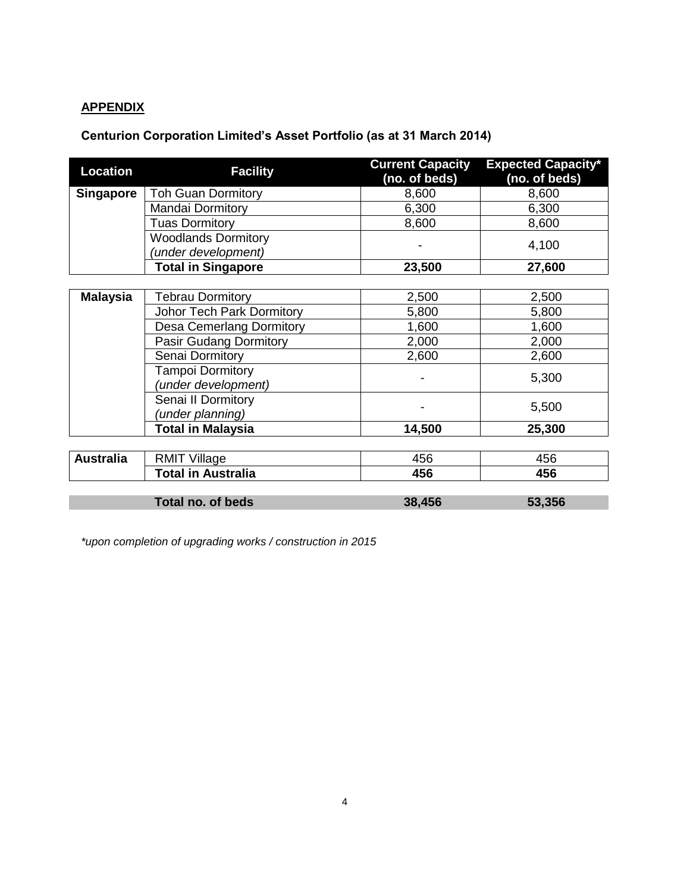## APPENDIX

**Centurion Corporation Limited's Asset Portfolio (as at 31 March 2014)**

| Location | Facility | Current Capacity (no. of beds) | Expected Capacity* (no. of beds) |
|---|---|---|---|
| **Singapore** | Toh Guan Dormitory | 8,600 | 8,600 |
| | Mandai Dormitory | 6,300 | 6,300 |
| | Tuas Dormitory | 8,600 | 8,600 |
| | Woodlands Dormitory *(under development)* | - | 4,100 |
| | **Total in Singapore** | **23,500** | **27,600** |
| **Malaysia** | Tebrau Dormitory | 2,500 | 2,500 |
| | Johor Tech Park Dormitory | 5,800 | 5,800 |
| | Desa Cemerlang Dormitory | 1,600 | 1,600 |
| | Pasir Gudang Dormitory | 2,000 | 2,000 |
| | Senai Dormitory | 2,600 | 2,600 |
| | Tampoi Dormitory *(under development)* | - | 5,300 |
| | Senai II Dormitory *(under planning)* | - | 5,500 |
| | **Total in Malaysia** | **14,500** | **25,300** |
| **Australia** | RMIT Village | 456 | 456 |
| | **Total in Australia** | **456** | **456** |
| | **Total no. of beds** | **38,456** | **53,356** |

*\*upon completion of upgrading works / construction in 2015*